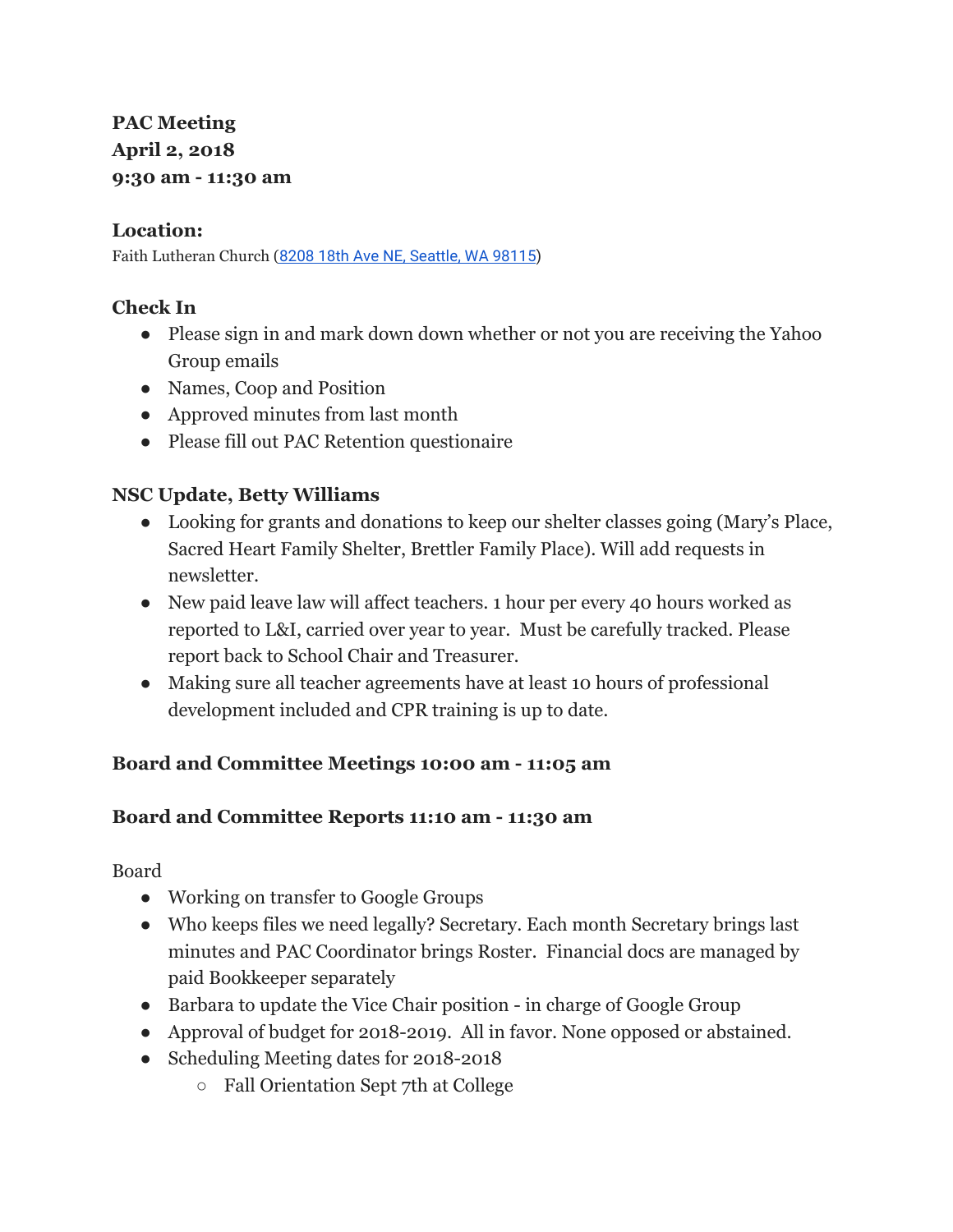**PAC Meeting**
**April 2, 2018**
**9:30 am - 11:30 am**

**Location:**
Faith Lutheran Church (8208 18th Ave NE, Seattle, WA 98115)

**Check In**

- Please sign in and mark down down whether or not you are receiving the Yahoo Group emails
- Names, Coop and Position
- Approved minutes from last month
- Please fill out PAC Retention questionaire

**NSC Update, Betty Williams**

- Looking for grants and donations to keep our shelter classes going (Mary's Place, Sacred Heart Family Shelter, Brettler Family Place). Will add requests in newsletter.
- New paid leave law will affect teachers. 1 hour per every 40 hours worked as reported to L&I, carried over year to year. Must be carefully tracked. Please report back to School Chair and Treasurer.
- Making sure all teacher agreements have at least 10 hours of professional development included and CPR training is up to date.

**Board and Committee Meetings 10:00 am - 11:05 am**

**Board and Committee Reports 11:10 am - 11:30 am**

Board

- Working on transfer to Google Groups
- Who keeps files we need legally? Secretary. Each month Secretary brings last minutes and PAC Coordinator brings Roster. Financial docs are managed by paid Bookkeeper separately
- Barbara to update the Vice Chair position - in charge of Google Group
- Approval of budget for 2018-2019. All in favor. None opposed or abstained.
- Scheduling Meeting dates for 2018-2018
    - Fall Orientation Sept 7th at College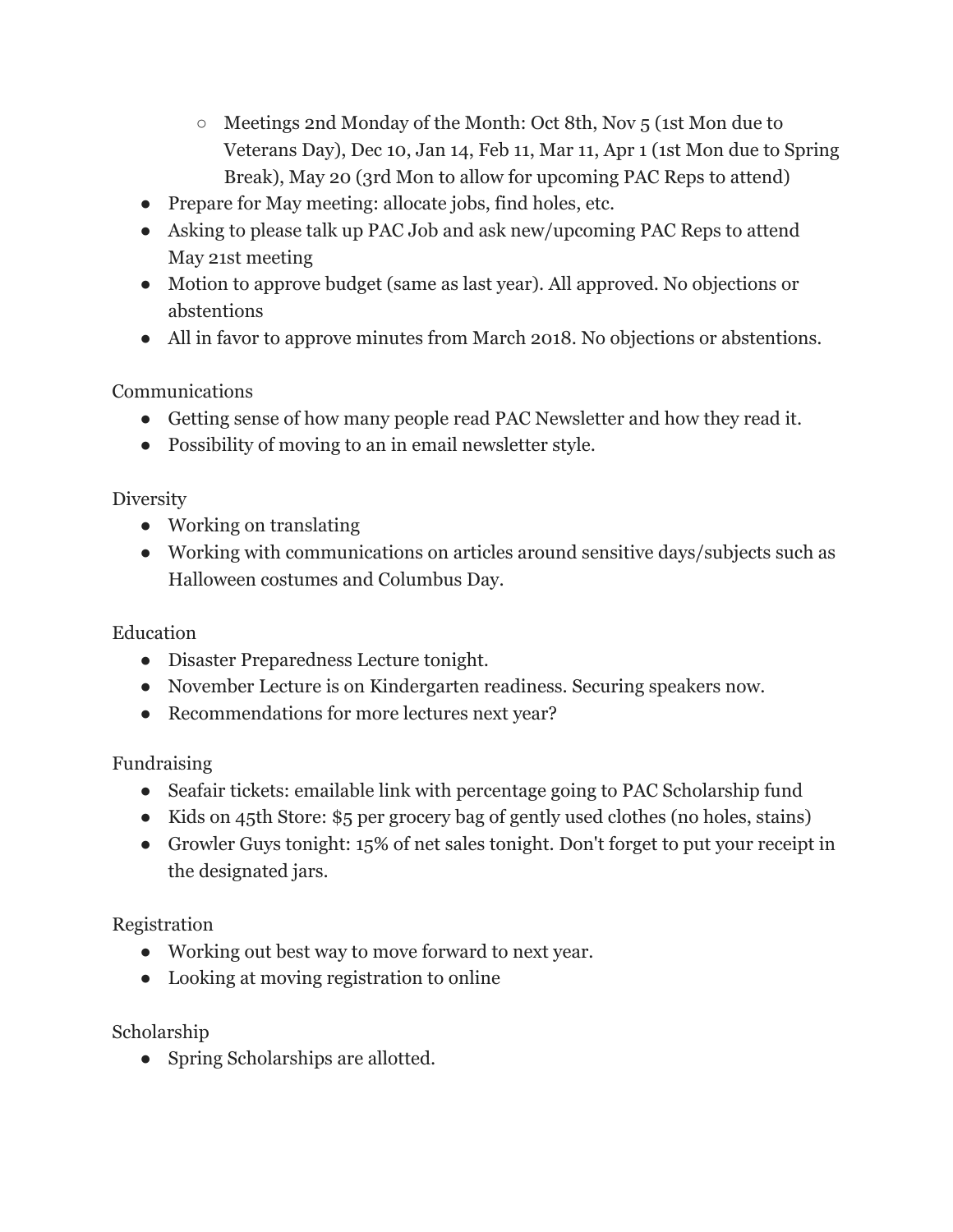- Meetings 2nd Monday of the Month: Oct 8th, Nov 5 (1st Mon due to Veterans Day), Dec 10, Jan 14, Feb 11, Mar 11, Apr 1 (1st Mon due to Spring Break), May 20 (3rd Mon to allow for upcoming PAC Reps to attend)
- Prepare for May meeting: allocate jobs, find holes, etc.
- Asking to please talk up PAC Job and ask new/upcoming PAC Reps to attend May 21st meeting
- Motion to approve budget (same as last year). All approved. No objections or abstentions
- All in favor to approve minutes from March 2018. No objections or abstentions.

Communications

- Getting sense of how many people read PAC Newsletter and how they read it.
- Possibility of moving to an in email newsletter style.

Diversity

- Working on translating
- Working with communications on articles around sensitive days/subjects such as Halloween costumes and Columbus Day.

Education

- Disaster Preparedness Lecture tonight.
- November Lecture is on Kindergarten readiness. Securing speakers now.
- Recommendations for more lectures next year?

Fundraising

- Seafair tickets: emailable link with percentage going to PAC Scholarship fund
- Kids on 45th Store: $5 per grocery bag of gently used clothes (no holes, stains)
- Growler Guys tonight: 15% of net sales tonight. Don't forget to put your receipt in the designated jars.

Registration

- Working out best way to move forward to next year.
- Looking at moving registration to online

Scholarship

- Spring Scholarships are allotted.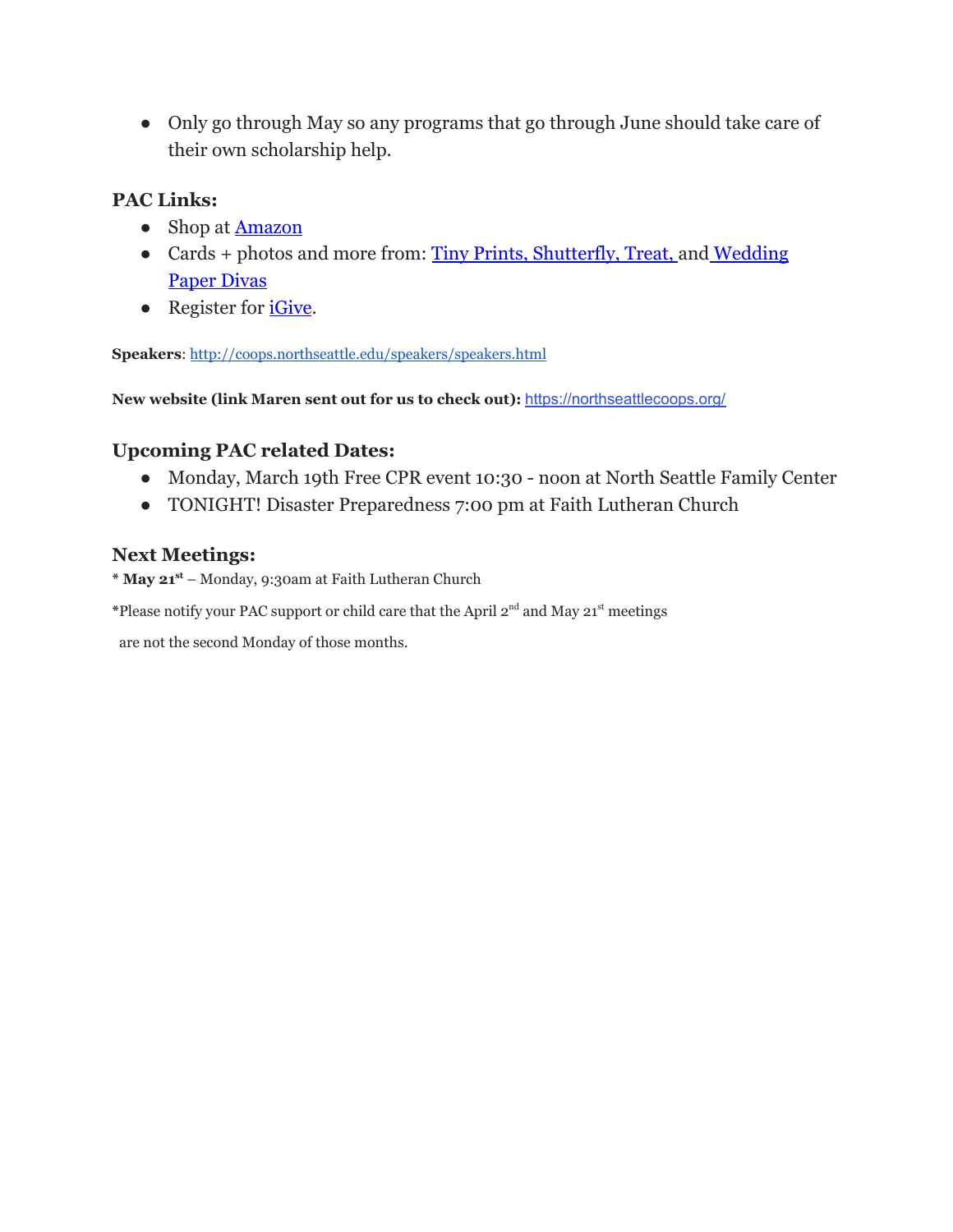- Only go through May so any programs that go through June should take care of their own scholarship help.

### PAC Links:

- Shop at Amazon
- Cards + photos and more from: Tiny Prints, Shutterfly, Treat, and Wedding Paper Divas
- Register for iGive.

**Speakers**: http://coops.northseattle.edu/speakers/speakers.html

**New website (link Maren sent out for us to check out):** https://northseattlecoops.org/

### Upcoming PAC related Dates:

- Monday, March 19th Free CPR event 10:30 - noon at North Seattle Family Center
- TONIGHT! Disaster Preparedness 7:00 pm at Faith Lutheran Church

### Next Meetings:

* **May 21st** – Monday, 9:30am at Faith Lutheran Church

*Please notify your PAC support or child care that the April 2nd and May 21st meetings are not the second Monday of those months.